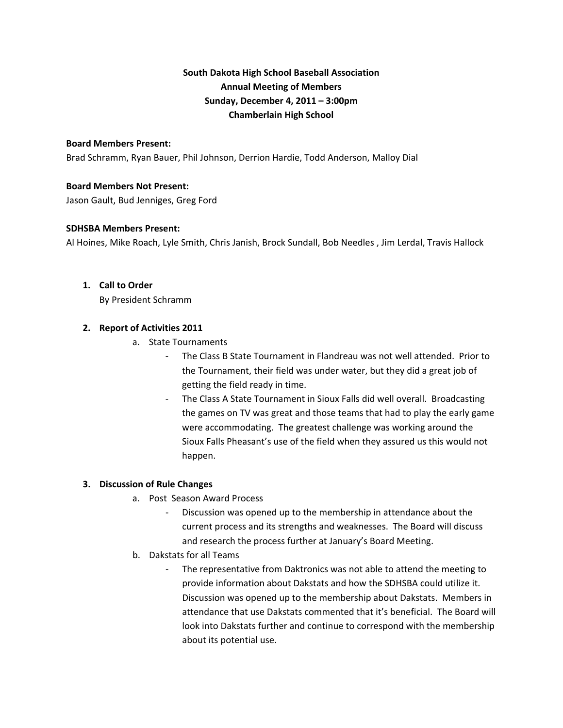**South Dakota High School Baseball Association**
**Annual Meeting of Members**
**Sunday, December 4, 2011 – 3:00pm**
**Chamberlain High School**

**Board Members Present:**
Brad Schramm, Ryan Bauer, Phil Johnson, Derrion Hardie, Todd Anderson, Malloy Dial

**Board Members Not Present:**
Jason Gault, Bud Jenniges, Greg Ford

**SDHSBA Members Present:**
Al Hoines, Mike Roach, Lyle Smith, Chris Janish, Brock Sundall, Bob Needles , Jim Lerdal, Travis Hallock

1. **Call to Order**
   By President Schramm

2. **Report of Activities 2011**
   a. State Tournaments
      - The Class B State Tournament in Flandreau was not well attended. Prior to the Tournament, their field was under water, but they did a great job of getting the field ready in time.
      - The Class A State Tournament in Sioux Falls did well overall. Broadcasting the games on TV was great and those teams that had to play the early game were accommodating. The greatest challenge was working around the Sioux Falls Pheasant's use of the field when they assured us this would not happen.

3. **Discussion of Rule Changes**
   a. Post Season Award Process
      - Discussion was opened up to the membership in attendance about the current process and its strengths and weaknesses. The Board will discuss and research the process further at January's Board Meeting.

   b. Dakstats for all Teams
      - The representative from Daktronics was not able to attend the meeting to provide information about Dakstats and how the SDHSBA could utilize it. Discussion was opened up to the membership about Dakstats. Members in attendance that use Dakstats commented that it's beneficial. The Board will look into Dakstats further and continue to correspond with the membership about its potential use.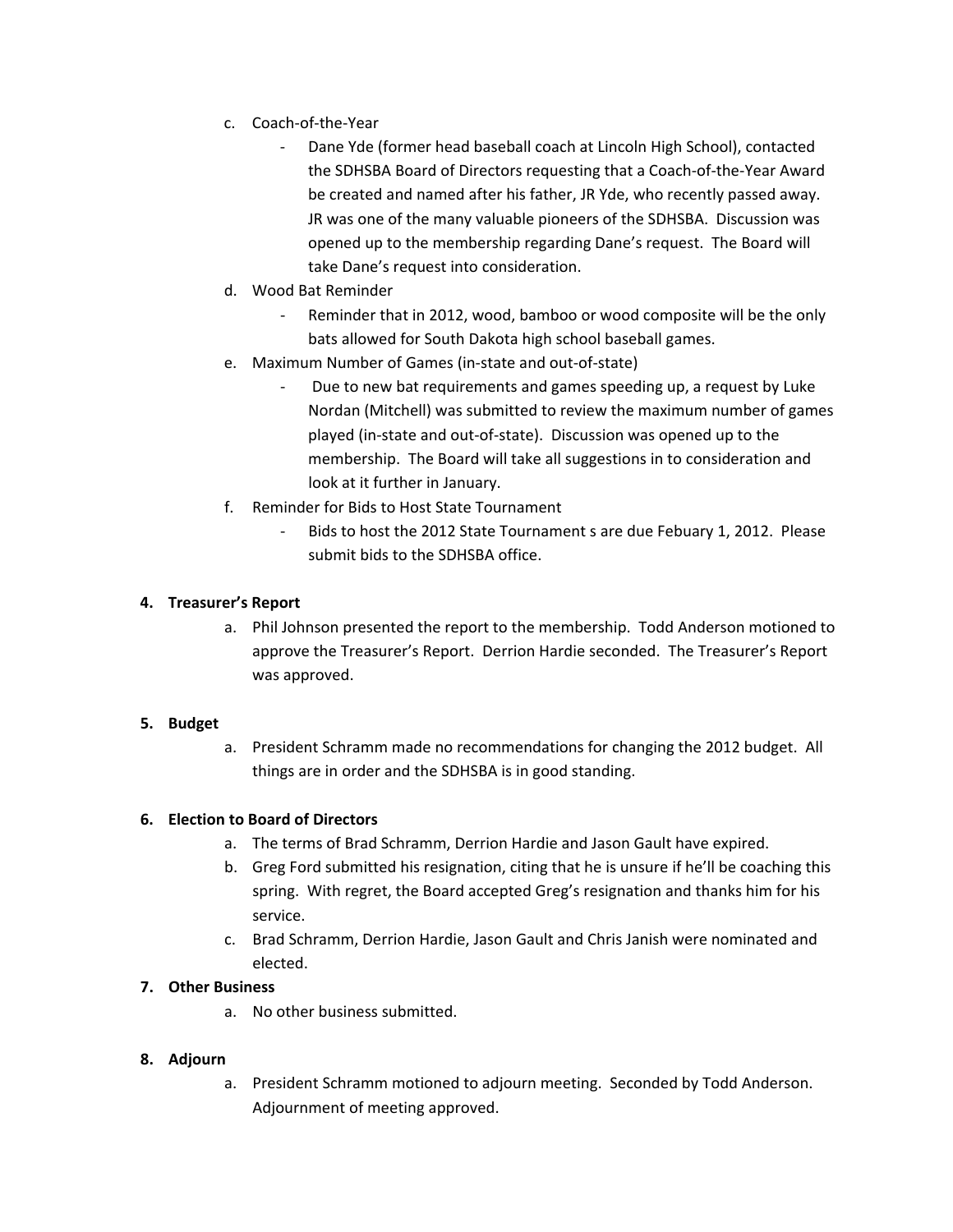c. Coach-of-the-Year
   - Dane Yde (former head baseball coach at Lincoln High School), contacted the SDHSBA Board of Directors requesting that a Coach-of-the-Year Award be created and named after his father, JR Yde, who recently passed away. JR was one of the many valuable pioneers of the SDHSBA. Discussion was opened up to the membership regarding Dane's request. The Board will take Dane's request into consideration.

d. Wood Bat Reminder
   - Reminder that in 2012, wood, bamboo or wood composite will be the only bats allowed for South Dakota high school baseball games.

e. Maximum Number of Games (in-state and out-of-state)
   - Due to new bat requirements and games speeding up, a request by Luke Nordan (Mitchell) was submitted to review the maximum number of games played (in-state and out-of-state). Discussion was opened up to the membership. The Board will take all suggestions in to consideration and look at it further in January.

f. Reminder for Bids to Host State Tournament
   - Bids to host the 2012 State Tournament s are due Febuary 1, 2012. Please submit bids to the SDHSBA office.

**4. Treasurer's Report**

a. Phil Johnson presented the report to the membership. Todd Anderson motioned to approve the Treasurer's Report. Derrion Hardie seconded. The Treasurer's Report was approved.

**5. Budget**

a. President Schramm made no recommendations for changing the 2012 budget. All things are in order and the SDHSBA is in good standing.

**6. Election to Board of Directors**

a. The terms of Brad Schramm, Derrion Hardie and Jason Gault have expired.
b. Greg Ford submitted his resignation, citing that he is unsure if he'll be coaching this spring. With regret, the Board accepted Greg's resignation and thanks him for his service.
c. Brad Schramm, Derrion Hardie, Jason Gault and Chris Janish were nominated and elected.

**7. Other Business**

a. No other business submitted.

**8. Adjourn**

a. President Schramm motioned to adjourn meeting. Seconded by Todd Anderson. Adjournment of meeting approved.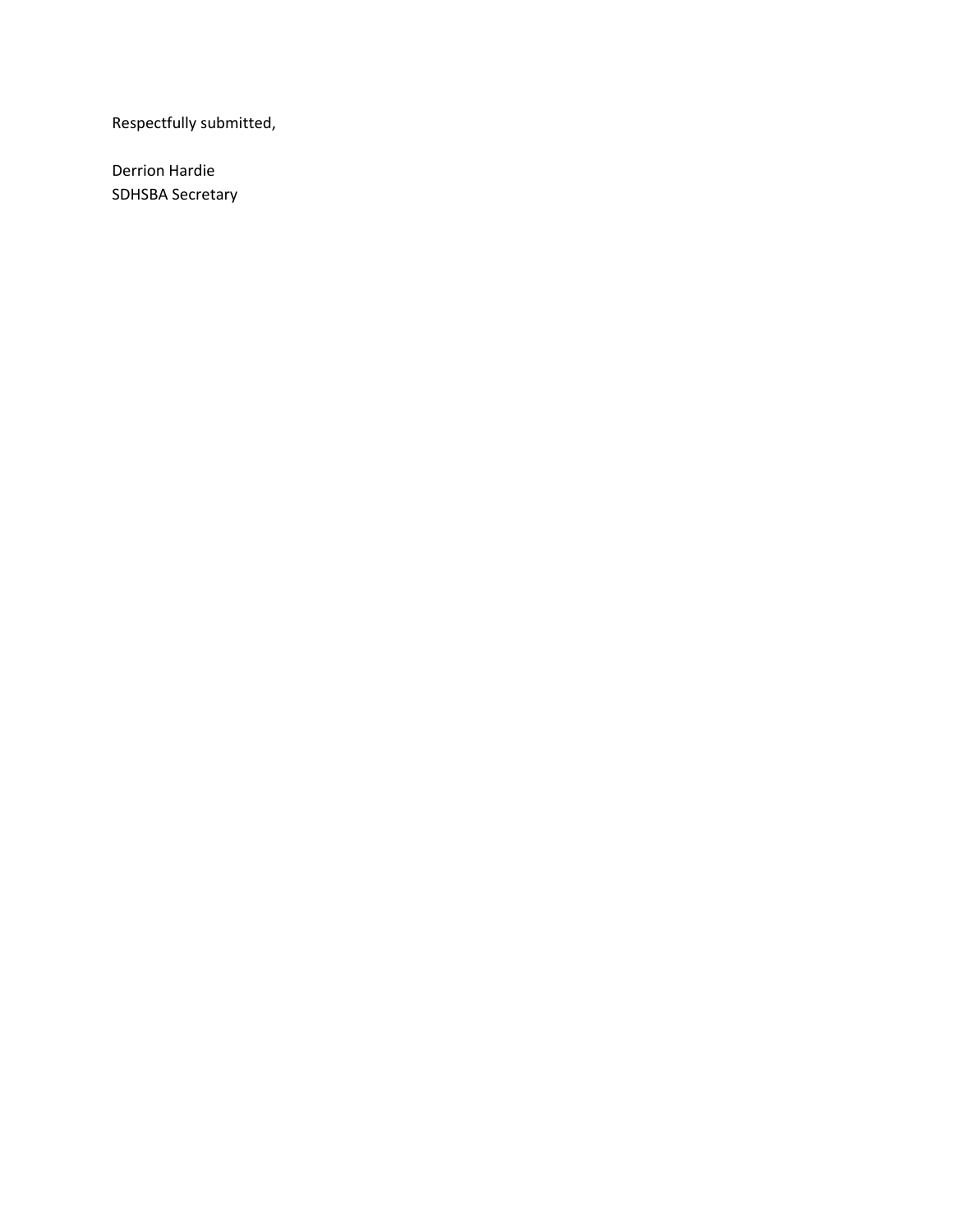Respectfully submitted,

Derrion Hardie
SDHSBA Secretary